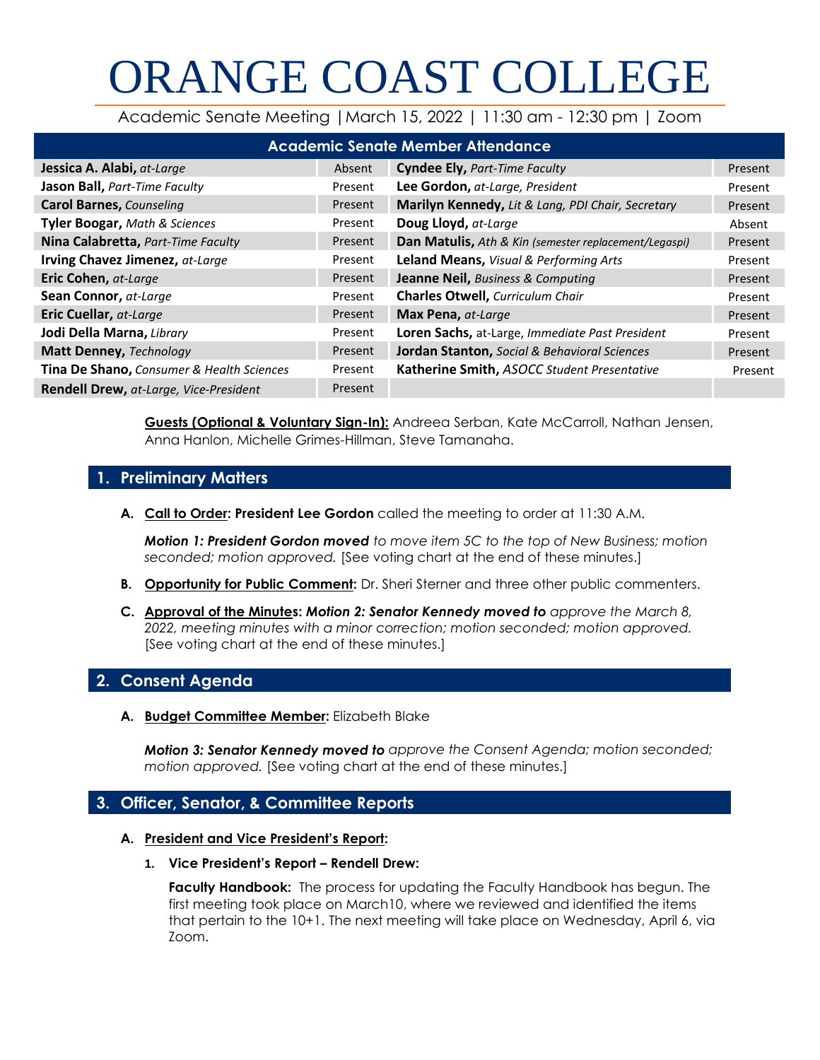# ORANGE COAST COLLEGE

Academic Senate Meeting |March 15, 2022 | 11:30 am - 12:30 pm | Zoom

| Academic Senate Member Attendance | | | |
|---|---|---|---|
| **Jessica A. Alabi,** *at-Large* | Absent | **Cyndee Ely,** *Part-Time Faculty* | Present |
| **Jason Ball,** *Part-Time Faculty* | Present | **Lee Gordon,** *at-Large, President* | Present |
| **Carol Barnes,** *Counseling* | Present | **Marilyn Kennedy,** *Lit & Lang, PDI Chair, Secretary* | Present |
| **Tyler Boogar,** *Math & Sciences* | Present | **Doug Lloyd,** *at-Large* | Absent |
| **Nina Calabretta,** *Part-Time Faculty* | Present | **Dan Matulis,** *Ath & Kin (semester replacement/Legaspi)* | Present |
| **Irving Chavez Jimenez,** *at-Large* | Present | **Leland Means,** *Visual & Performing Arts* | Present |
| **Eric Cohen,** *at-Large* | Present | **Jeanne Neil,** *Business & Computing* | Present |
| **Sean Connor,** *at-Large* | Present | **Charles Otwell,** *Curriculum Chair* | Present |
| **Eric Cuellar,** *at-Large* | Present | **Max Pena,** *at-Large* | Present |
| **Jodi Della Marna,** *Library* | Present | **Loren Sachs,** at-Large, *Immediate Past President* | Present |
| **Matt Denney,** *Technology* | Present | **Jordan Stanton,** *Social & Behavioral Sciences* | Present |
| **Tina De Shano,** *Consumer & Health Sciences* | Present | **Katherine Smith,** *ASOCC Student Presentative* | Present |
| **Rendell Drew,** *at-Large, Vice-President* | Present | | |

**Guests (Optional & Voluntary Sign-In):** Andreea Serban, Kate McCarroll, Nathan Jensen, Anna Hanlon, Michelle Grimes-Hillman, Steve Tamanaha.

## 1. Preliminary Matters

**A. Call to Order: President Lee Gordon** called the meeting to order at 11:30 A.M.

***Motion 1: President Gordon moved*** *to move item 5C to the top of New Business; motion seconded; motion approved.* [See voting chart at the end of these minutes.]

**B. Opportunity for Public Comment:** Dr. Sheri Sterner and three other public commenters.

**C. Approval of the Minutes: *Motion 2: Senator Kennedy moved to*** *approve the March 8, 2022, meeting minutes with a minor correction; motion seconded; motion approved.* [See voting chart at the end of these minutes.]

## 2. Consent Agenda

**A. Budget Committee Member:** Elizabeth Blake

***Motion 3: Senator Kennedy moved to*** *approve the Consent Agenda; motion seconded; motion approved.* [See voting chart at the end of these minutes.]

## 3. Officer, Senator, & Committee Reports

**A. President and Vice President's Report:**

**1. Vice President's Report – Rendell Drew:**

**Faculty Handbook:** The process for updating the Faculty Handbook has begun. The first meeting took place on March10, where we reviewed and identified the items that pertain to the 10+1. The next meeting will take place on Wednesday, April 6, via Zoom.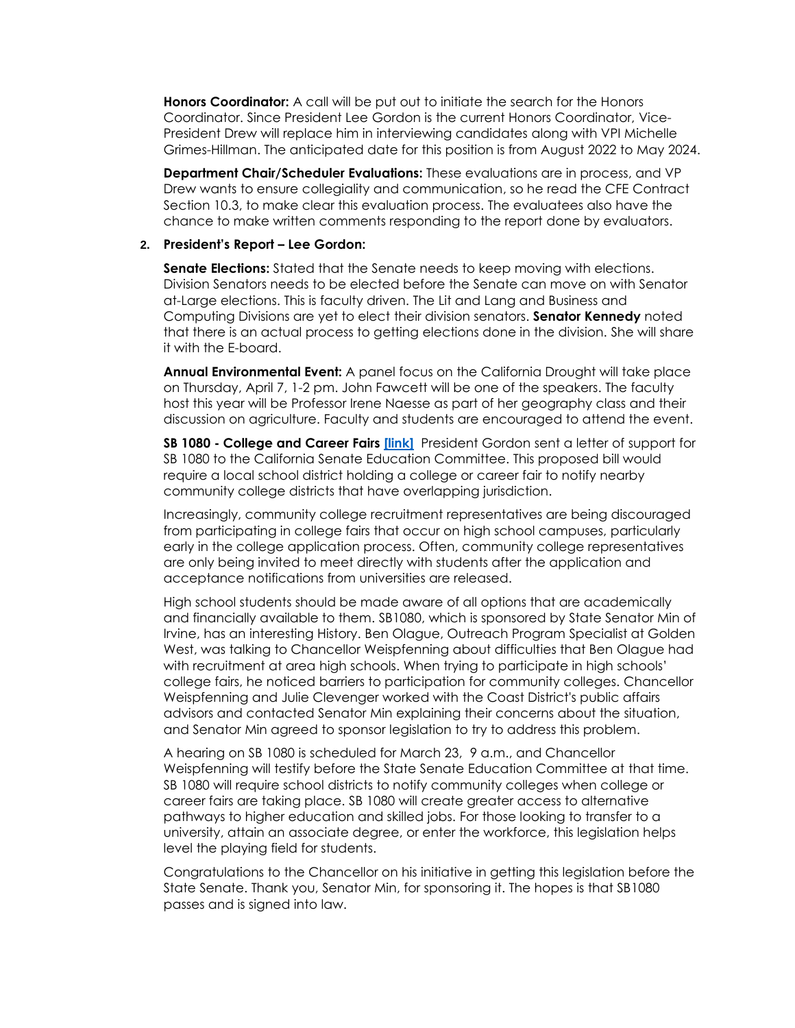**Honors Coordinator:** A call will be put out to initiate the search for the Honors Coordinator. Since President Lee Gordon is the current Honors Coordinator, Vice-President Drew will replace him in interviewing candidates along with VPI Michelle Grimes-Hillman. The anticipated date for this position is from August 2022 to May 2024.

**Department Chair/Scheduler Evaluations:** These evaluations are in process, and VP Drew wants to ensure collegiality and communication, so he read the CFE Contract Section 10.3, to make clear this evaluation process. The evaluatees also have the chance to make written comments responding to the report done by evaluators.

2. **President's Report – Lee Gordon:**

**Senate Elections:** Stated that the Senate needs to keep moving with elections. Division Senators needs to be elected before the Senate can move on with Senator at-Large elections. This is faculty driven. The Lit and Lang and Business and Computing Divisions are yet to elect their division senators. **Senator Kennedy** noted that there is an actual process to getting elections done in the division. She will share it with the E-board.

**Annual Environmental Event:** A panel focus on the California Drought will take place on Thursday, April 7, 1-2 pm. John Fawcett will be one of the speakers. The faculty host this year will be Professor Irene Naesse as part of her geography class and their discussion on agriculture. Faculty and students are encouraged to attend the event.

**SB 1080 - College and Career Fairs [link]** President Gordon sent a letter of support for SB 1080 to the California Senate Education Committee. This proposed bill would require a local school district holding a college or career fair to notify nearby community college districts that have overlapping jurisdiction.

Increasingly, community college recruitment representatives are being discouraged from participating in college fairs that occur on high school campuses, particularly early in the college application process. Often, community college representatives are only being invited to meet directly with students after the application and acceptance notifications from universities are released.

High school students should be made aware of all options that are academically and financially available to them. SB1080, which is sponsored by State Senator Min of Irvine, has an interesting History. Ben Olague, Outreach Program Specialist at Golden West, was talking to Chancellor Weispfenning about difficulties that Ben Olague had with recruitment at area high schools. When trying to participate in high schools' college fairs, he noticed barriers to participation for community colleges. Chancellor Weispfenning and Julie Clevenger worked with the Coast District's public affairs advisors and contacted Senator Min explaining their concerns about the situation, and Senator Min agreed to sponsor legislation to try to address this problem.

A hearing on SB 1080 is scheduled for March 23, 9 a.m., and Chancellor Weispfenning will testify before the State Senate Education Committee at that time. SB 1080 will require school districts to notify community colleges when college or career fairs are taking place. SB 1080 will create greater access to alternative pathways to higher education and skilled jobs. For those looking to transfer to a university, attain an associate degree, or enter the workforce, this legislation helps level the playing field for students.

Congratulations to the Chancellor on his initiative in getting this legislation before the State Senate. Thank you, Senator Min, for sponsoring it. The hopes is that SB1080 passes and is signed into law.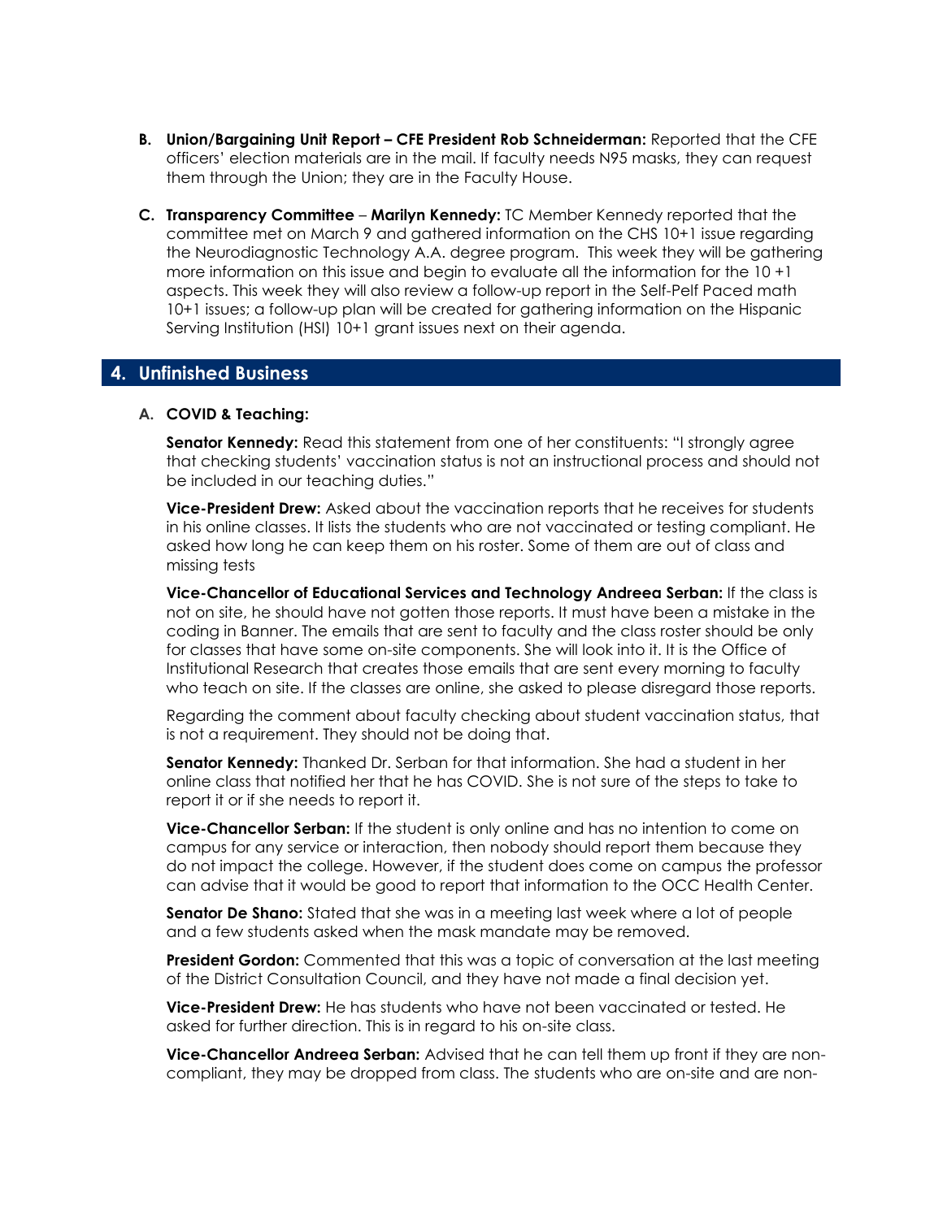**B. Union/Bargaining Unit Report – CFE President Rob Schneiderman:** Reported that the CFE officers' election materials are in the mail. If faculty needs N95 masks, they can request them through the Union; they are in the Faculty House.

**C. Transparency Committee – Marilyn Kennedy:** TC Member Kennedy reported that the committee met on March 9 and gathered information on the CHS 10+1 issue regarding the Neurodiagnostic Technology A.A. degree program. This week they will be gathering more information on this issue and begin to evaluate all the information for the 10 +1 aspects. This week they will also review a follow-up report in the Self-Pelf Paced math 10+1 issues; a follow-up plan will be created for gathering information on the Hispanic Serving Institution (HSI) 10+1 grant issues next on their agenda.

## 4. Unfinished Business

**A. COVID & Teaching:**

**Senator Kennedy:** Read this statement from one of her constituents: "I strongly agree that checking students' vaccination status is not an instructional process and should not be included in our teaching duties."

**Vice-President Drew:** Asked about the vaccination reports that he receives for students in his online classes. It lists the students who are not vaccinated or testing compliant. He asked how long he can keep them on his roster. Some of them are out of class and missing tests

**Vice-Chancellor of Educational Services and Technology Andreea Serban:** If the class is not on site, he should have not gotten those reports. It must have been a mistake in the coding in Banner. The emails that are sent to faculty and the class roster should be only for classes that have some on-site components. She will look into it. It is the Office of Institutional Research that creates those emails that are sent every morning to faculty who teach on site. If the classes are online, she asked to please disregard those reports.

Regarding the comment about faculty checking about student vaccination status, that is not a requirement. They should not be doing that.

**Senator Kennedy:** Thanked Dr. Serban for that information. She had a student in her online class that notified her that he has COVID. She is not sure of the steps to take to report it or if she needs to report it.

**Vice-Chancellor Serban:** If the student is only online and has no intention to come on campus for any service or interaction, then nobody should report them because they do not impact the college. However, if the student does come on campus the professor can advise that it would be good to report that information to the OCC Health Center.

**Senator De Shano:** Stated that she was in a meeting last week where a lot of people and a few students asked when the mask mandate may be removed.

**President Gordon:** Commented that this was a topic of conversation at the last meeting of the District Consultation Council, and they have not made a final decision yet.

**Vice-President Drew:** He has students who have not been vaccinated or tested. He asked for further direction. This is in regard to his on-site class.

**Vice-Chancellor Andreea Serban:** Advised that he can tell them up front if they are non-compliant, they may be dropped from class. The students who are on-site and are non-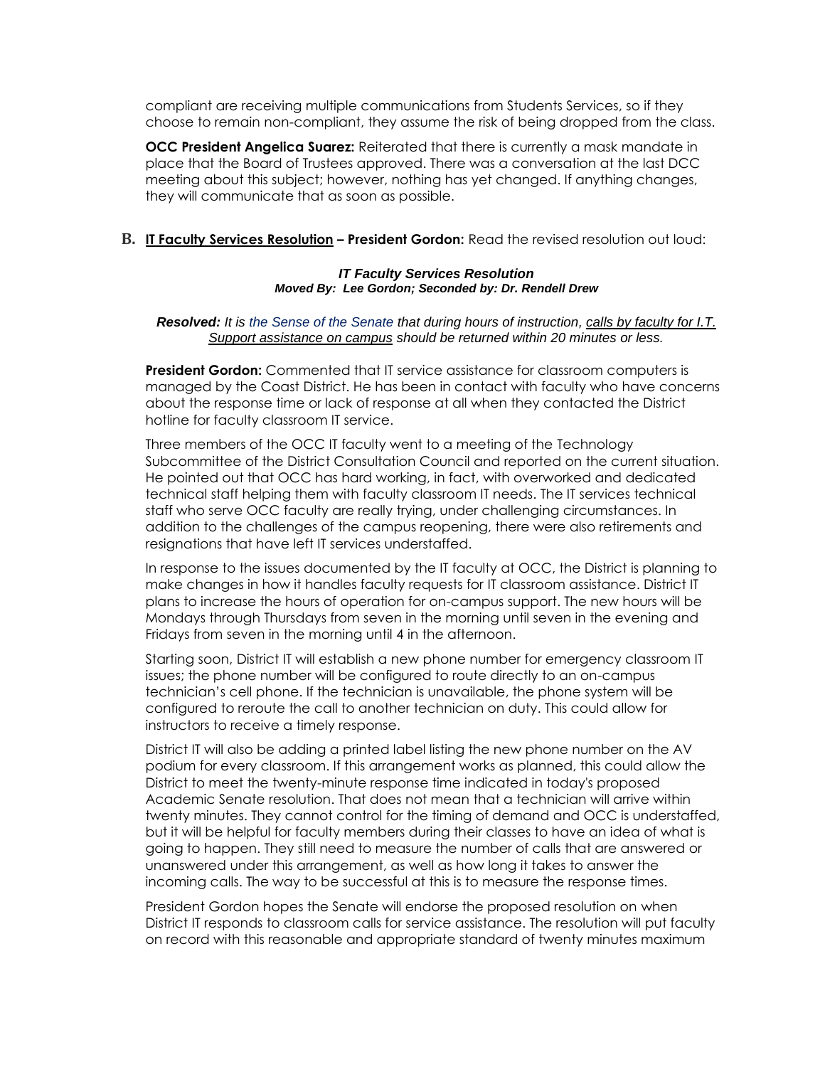compliant are receiving multiple communications from Students Services, so if they choose to remain non-compliant, they assume the risk of being dropped from the class.

**OCC President Angelica Suarez:** Reiterated that there is currently a mask mandate in place that the Board of Trustees approved. There was a conversation at the last DCC meeting about this subject; however, nothing has yet changed. If anything changes, they will communicate that as soon as possible.

**B. IT Faculty Services Resolution – President Gordon:** Read the revised resolution out loud:

***IT Faculty Services Resolution***
***Moved By: Lee Gordon; Seconded by: Dr. Rendell Drew***

***Resolved:*** *It is the Sense of the Senate that during hours of instruction, calls by faculty for I.T. Support assistance on campus should be returned within 20 minutes or less.*

**President Gordon:** Commented that IT service assistance for classroom computers is managed by the Coast District. He has been in contact with faculty who have concerns about the response time or lack of response at all when they contacted the District hotline for faculty classroom IT service.

Three members of the OCC IT faculty went to a meeting of the Technology Subcommittee of the District Consultation Council and reported on the current situation. He pointed out that OCC has hard working, in fact, with overworked and dedicated technical staff helping them with faculty classroom IT needs. The IT services technical staff who serve OCC faculty are really trying, under challenging circumstances. In addition to the challenges of the campus reopening, there were also retirements and resignations that have left IT services understaffed.

In response to the issues documented by the IT faculty at OCC, the District is planning to make changes in how it handles faculty requests for IT classroom assistance. District IT plans to increase the hours of operation for on-campus support. The new hours will be Mondays through Thursdays from seven in the morning until seven in the evening and Fridays from seven in the morning until 4 in the afternoon.

Starting soon, District IT will establish a new phone number for emergency classroom IT issues; the phone number will be configured to route directly to an on-campus technician's cell phone. If the technician is unavailable, the phone system will be configured to reroute the call to another technician on duty. This could allow for instructors to receive a timely response.

District IT will also be adding a printed label listing the new phone number on the AV podium for every classroom. If this arrangement works as planned, this could allow the District to meet the twenty-minute response time indicated in today's proposed Academic Senate resolution. That does not mean that a technician will arrive within twenty minutes. They cannot control for the timing of demand and OCC is understaffed, but it will be helpful for faculty members during their classes to have an idea of what is going to happen. They still need to measure the number of calls that are answered or unanswered under this arrangement, as well as how long it takes to answer the incoming calls. The way to be successful at this is to measure the response times.

President Gordon hopes the Senate will endorse the proposed resolution on when District IT responds to classroom calls for service assistance. The resolution will put faculty on record with this reasonable and appropriate standard of twenty minutes maximum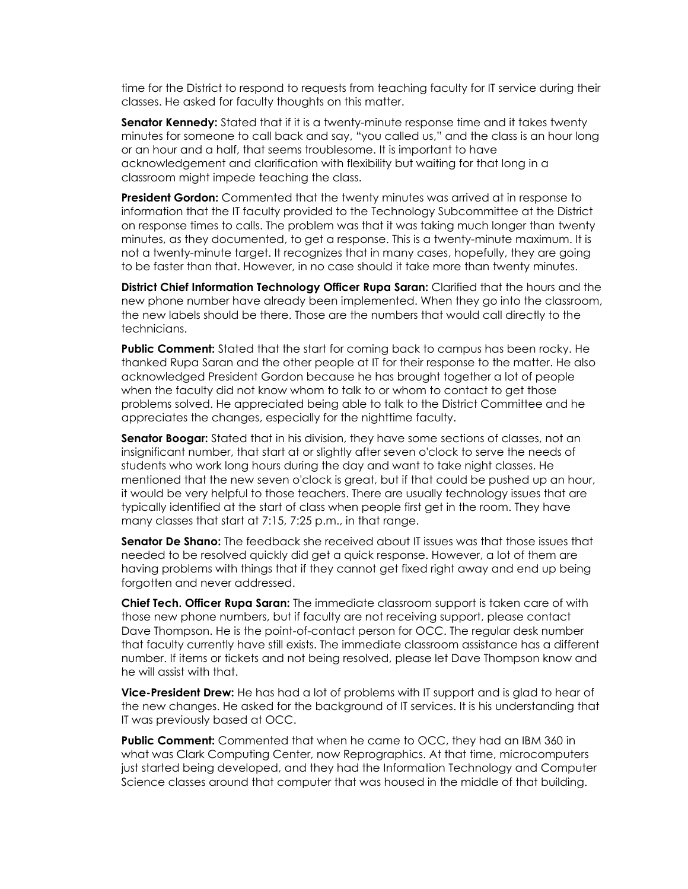time for the District to respond to requests from teaching faculty for IT service during their classes. He asked for faculty thoughts on this matter.

**Senator Kennedy:** Stated that if it is a twenty-minute response time and it takes twenty minutes for someone to call back and say, "you called us," and the class is an hour long or an hour and a half, that seems troublesome. It is important to have acknowledgement and clarification with flexibility but waiting for that long in a classroom might impede teaching the class.

**President Gordon:** Commented that the twenty minutes was arrived at in response to information that the IT faculty provided to the Technology Subcommittee at the District on response times to calls. The problem was that it was taking much longer than twenty minutes, as they documented, to get a response. This is a twenty-minute maximum. It is not a twenty-minute target. It recognizes that in many cases, hopefully, they are going to be faster than that. However, in no case should it take more than twenty minutes.

**District Chief Information Technology Officer Rupa Saran:** Clarified that the hours and the new phone number have already been implemented. When they go into the classroom, the new labels should be there. Those are the numbers that would call directly to the technicians.

**Public Comment:** Stated that the start for coming back to campus has been rocky. He thanked Rupa Saran and the other people at IT for their response to the matter. He also acknowledged President Gordon because he has brought together a lot of people when the faculty did not know whom to talk to or whom to contact to get those problems solved. He appreciated being able to talk to the District Committee and he appreciates the changes, especially for the nighttime faculty.

**Senator Boogar:** Stated that in his division, they have some sections of classes, not an insignificant number, that start at or slightly after seven o'clock to serve the needs of students who work long hours during the day and want to take night classes. He mentioned that the new seven o'clock is great, but if that could be pushed up an hour, it would be very helpful to those teachers. There are usually technology issues that are typically identified at the start of class when people first get in the room. They have many classes that start at 7:15, 7:25 p.m., in that range.

**Senator De Shano:** The feedback she received about IT issues was that those issues that needed to be resolved quickly did get a quick response. However, a lot of them are having problems with things that if they cannot get fixed right away and end up being forgotten and never addressed.

**Chief Tech. Officer Rupa Saran:** The immediate classroom support is taken care of with those new phone numbers, but if faculty are not receiving support, please contact Dave Thompson. He is the point-of-contact person for OCC. The regular desk number that faculty currently have still exists. The immediate classroom assistance has a different number. If items or tickets and not being resolved, please let Dave Thompson know and he will assist with that.

**Vice-President Drew:** He has had a lot of problems with IT support and is glad to hear of the new changes. He asked for the background of IT services. It is his understanding that IT was previously based at OCC.

**Public Comment:** Commented that when he came to OCC, they had an IBM 360 in what was Clark Computing Center, now Reprographics. At that time, microcomputers just started being developed, and they had the Information Technology and Computer Science classes around that computer that was housed in the middle of that building.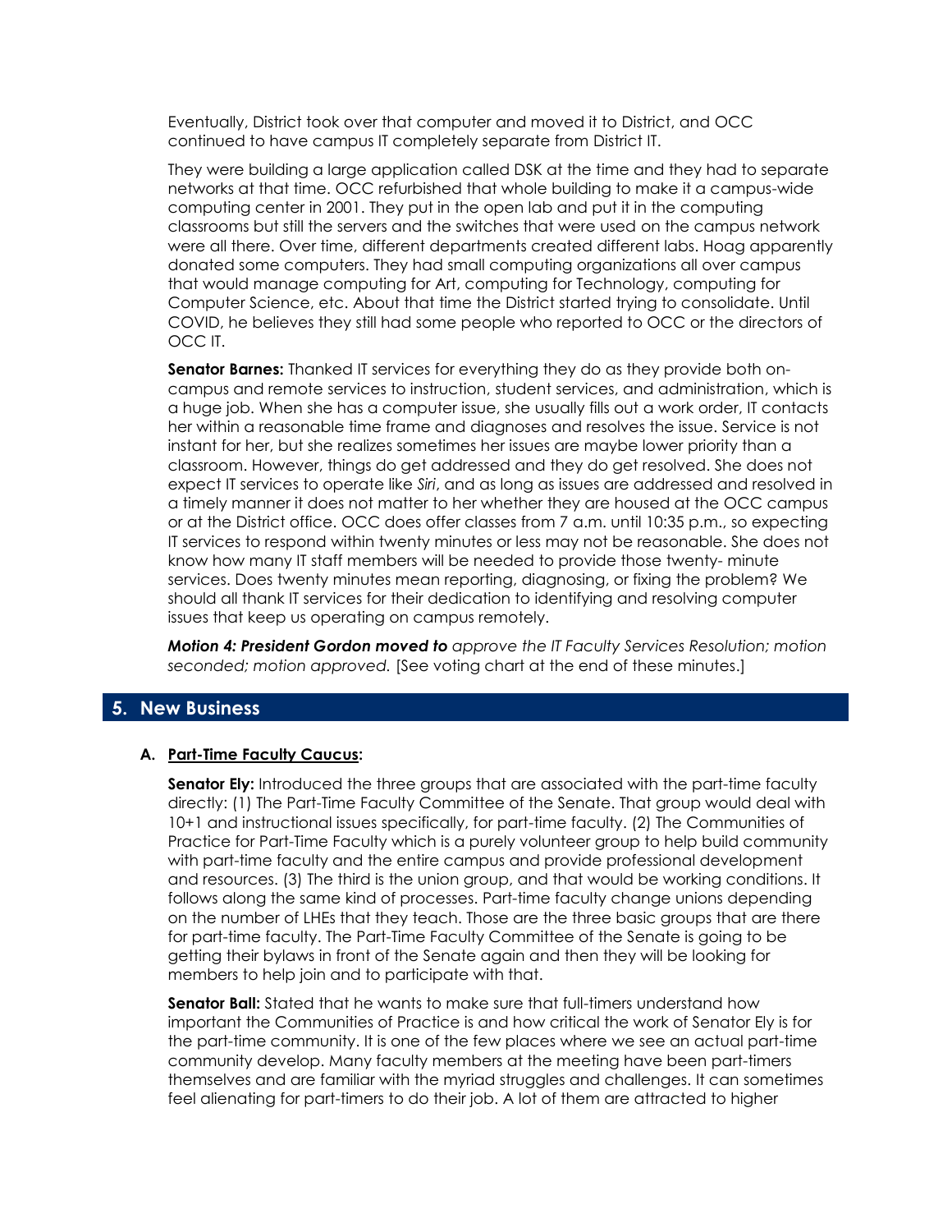Eventually, District took over that computer and moved it to District, and OCC continued to have campus IT completely separate from District IT.

They were building a large application called DSK at the time and they had to separate networks at that time. OCC refurbished that whole building to make it a campus-wide computing center in 2001. They put in the open lab and put it in the computing classrooms but still the servers and the switches that were used on the campus network were all there. Over time, different departments created different labs. Hoag apparently donated some computers. They had small computing organizations all over campus that would manage computing for Art, computing for Technology, computing for Computer Science, etc. About that time the District started trying to consolidate. Until COVID, he believes they still had some people who reported to OCC or the directors of OCC IT.

**Senator Barnes:** Thanked IT services for everything they do as they provide both on-campus and remote services to instruction, student services, and administration, which is a huge job. When she has a computer issue, she usually fills out a work order, IT contacts her within a reasonable time frame and diagnoses and resolves the issue. Service is not instant for her, but she realizes sometimes her issues are maybe lower priority than a classroom. However, things do get addressed and they do get resolved. She does not expect IT services to operate like *Siri*, and as long as issues are addressed and resolved in a timely manner it does not matter to her whether they are housed at the OCC campus or at the District office. OCC does offer classes from 7 a.m. until 10:35 p.m., so expecting IT services to respond within twenty minutes or less may not be reasonable. She does not know how many IT staff members will be needed to provide those twenty- minute services. Does twenty minutes mean reporting, diagnosing, or fixing the problem? We should all thank IT services for their dedication to identifying and resolving computer issues that keep us operating on campus remotely.

***Motion 4: President Gordon moved to*** *approve the IT Faculty Services Resolution; motion seconded; motion approved.* [See voting chart at the end of these minutes.]

## 5. New Business

### A. Part-Time Faculty Caucus:

**Senator Ely:** Introduced the three groups that are associated with the part-time faculty directly: (1) The Part-Time Faculty Committee of the Senate. That group would deal with 10+1 and instructional issues specifically, for part-time faculty. (2) The Communities of Practice for Part-Time Faculty which is a purely volunteer group to help build community with part-time faculty and the entire campus and provide professional development and resources. (3) The third is the union group, and that would be working conditions. It follows along the same kind of processes. Part-time faculty change unions depending on the number of LHEs that they teach. Those are the three basic groups that are there for part-time faculty. The Part-Time Faculty Committee of the Senate is going to be getting their bylaws in front of the Senate again and then they will be looking for members to help join and to participate with that.

**Senator Ball:** Stated that he wants to make sure that full-timers understand how important the Communities of Practice is and how critical the work of Senator Ely is for the part-time community. It is one of the few places where we see an actual part-time community develop. Many faculty members at the meeting have been part-timers themselves and are familiar with the myriad struggles and challenges. It can sometimes feel alienating for part-timers to do their job. A lot of them are attracted to higher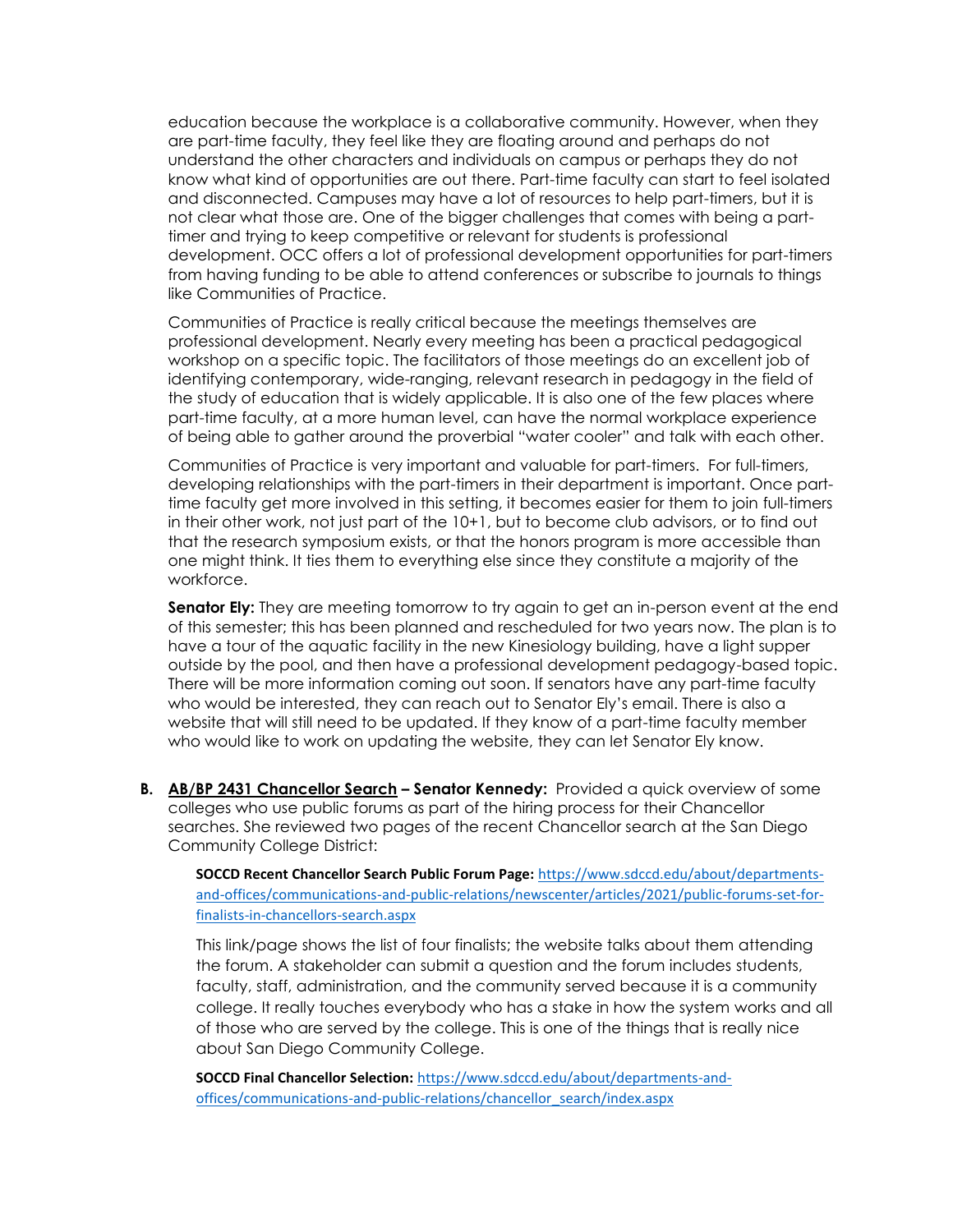education because the workplace is a collaborative community. However, when they are part-time faculty, they feel like they are floating around and perhaps do not understand the other characters and individuals on campus or perhaps they do not know what kind of opportunities are out there. Part-time faculty can start to feel isolated and disconnected. Campuses may have a lot of resources to help part-timers, but it is not clear what those are. One of the bigger challenges that comes with being a part-timer and trying to keep competitive or relevant for students is professional development. OCC offers a lot of professional development opportunities for part-timers from having funding to be able to attend conferences or subscribe to journals to things like Communities of Practice.

Communities of Practice is really critical because the meetings themselves are professional development. Nearly every meeting has been a practical pedagogical workshop on a specific topic. The facilitators of those meetings do an excellent job of identifying contemporary, wide-ranging, relevant research in pedagogy in the field of the study of education that is widely applicable. It is also one of the few places where part-time faculty, at a more human level, can have the normal workplace experience of being able to gather around the proverbial "water cooler" and talk with each other.

Communities of Practice is very important and valuable for part-timers. For full-timers, developing relationships with the part-timers in their department is important. Once part-time faculty get more involved in this setting, it becomes easier for them to join full-timers in their other work, not just part of the 10+1, but to become club advisors, or to find out that the research symposium exists, or that the honors program is more accessible than one might think. It ties them to everything else since they constitute a majority of the workforce.

**Senator Ely:** They are meeting tomorrow to try again to get an in-person event at the end of this semester; this has been planned and rescheduled for two years now. The plan is to have a tour of the aquatic facility in the new Kinesiology building, have a light supper outside by the pool, and then have a professional development pedagogy-based topic. There will be more information coming out soon. If senators have any part-time faculty who would be interested, they can reach out to Senator Ely's email. There is also a website that will still need to be updated. If they know of a part-time faculty member who would like to work on updating the website, they can let Senator Ely know.

**B. AB/BP 2431 Chancellor Search – Senator Kennedy:** Provided a quick overview of some colleges who use public forums as part of the hiring process for their Chancellor searches. She reviewed two pages of the recent Chancellor search at the San Diego Community College District:

**SOCCD Recent Chancellor Search Public Forum Page:** https://www.sdccd.edu/about/departments-and-offices/communications-and-public-relations/newscenter/articles/2021/public-forums-set-for-finalists-in-chancellors-search.aspx

This link/page shows the list of four finalists; the website talks about them attending the forum. A stakeholder can submit a question and the forum includes students, faculty, staff, administration, and the community served because it is a community college. It really touches everybody who has a stake in how the system works and all of those who are served by the college. This is one of the things that is really nice about San Diego Community College.

**SOCCD Final Chancellor Selection:** https://www.sdccd.edu/about/departments-and-offices/communications-and-public-relations/chancellor_search/index.aspx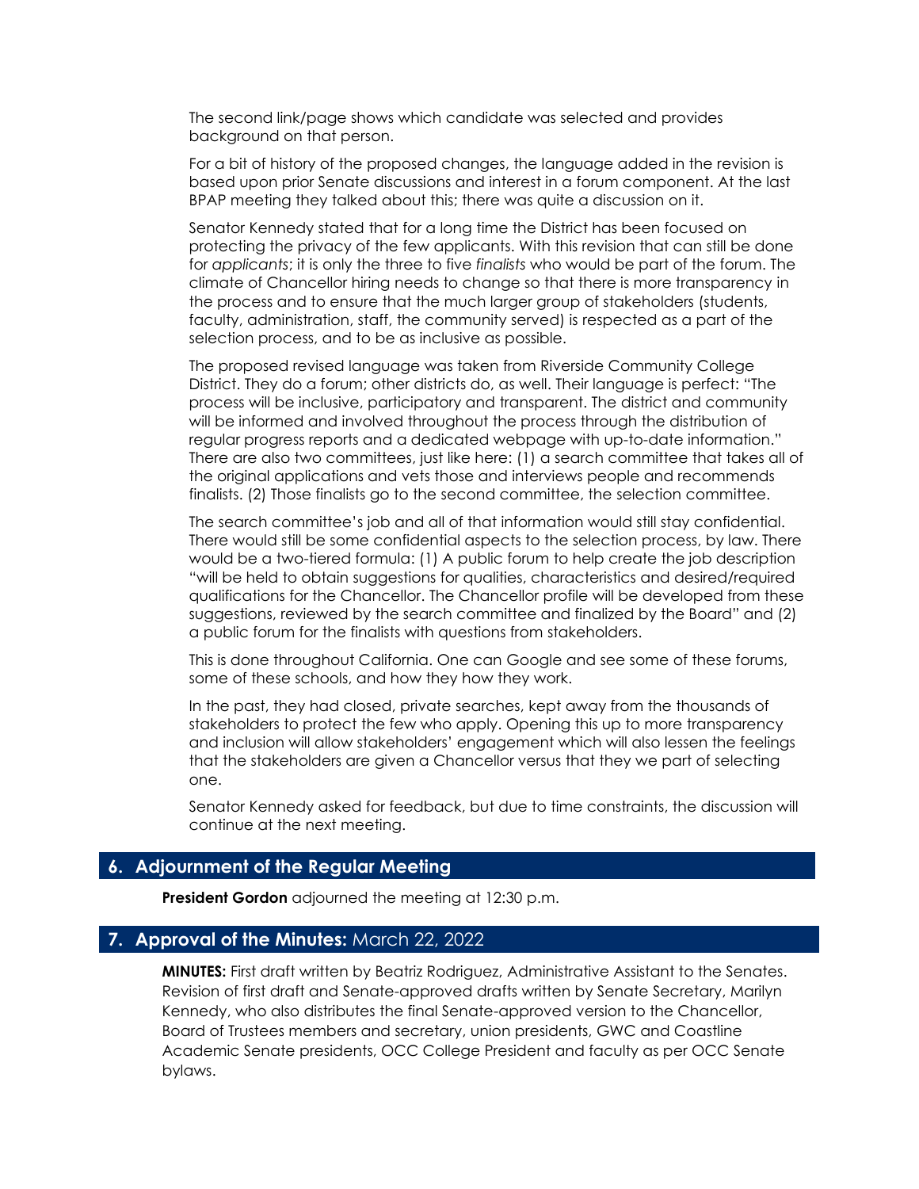The second link/page shows which candidate was selected and provides background on that person.

For a bit of history of the proposed changes, the language added in the revision is based upon prior Senate discussions and interest in a forum component. At the last BPAP meeting they talked about this; there was quite a discussion on it.

Senator Kennedy stated that for a long time the District has been focused on protecting the privacy of the few applicants. With this revision that can still be done for *applicants*; it is only the three to five *finalists* who would be part of the forum. The climate of Chancellor hiring needs to change so that there is more transparency in the process and to ensure that the much larger group of stakeholders (students, faculty, administration, staff, the community served) is respected as a part of the selection process, and to be as inclusive as possible.

The proposed revised language was taken from Riverside Community College District. They do a forum; other districts do, as well. Their language is perfect: "The process will be inclusive, participatory and transparent. The district and community will be informed and involved throughout the process through the distribution of regular progress reports and a dedicated webpage with up-to-date information." There are also two committees, just like here: (1) a search committee that takes all of the original applications and vets those and interviews people and recommends finalists. (2) Those finalists go to the second committee, the selection committee.

The search committee's job and all of that information would still stay confidential. There would still be some confidential aspects to the selection process, by law. There would be a two-tiered formula: (1) A public forum to help create the job description "will be held to obtain suggestions for qualities, characteristics and desired/required qualifications for the Chancellor. The Chancellor profile will be developed from these suggestions, reviewed by the search committee and finalized by the Board" and (2) a public forum for the finalists with questions from stakeholders.

This is done throughout California. One can Google and see some of these forums, some of these schools, and how they how they work.

In the past, they had closed, private searches, kept away from the thousands of stakeholders to protect the few who apply. Opening this up to more transparency and inclusion will allow stakeholders' engagement which will also lessen the feelings that the stakeholders are given a Chancellor versus that they we part of selecting one.

Senator Kennedy asked for feedback, but due to time constraints, the discussion will continue at the next meeting.

## 6. Adjournment of the Regular Meeting

**President Gordon** adjourned the meeting at 12:30 p.m.

## 7. Approval of the Minutes: March 22, 2022

**MINUTES:** First draft written by Beatriz Rodriguez, Administrative Assistant to the Senates. Revision of first draft and Senate-approved drafts written by Senate Secretary, Marilyn Kennedy, who also distributes the final Senate-approved version to the Chancellor, Board of Trustees members and secretary, union presidents, GWC and Coastline Academic Senate presidents, OCC College President and faculty as per OCC Senate bylaws.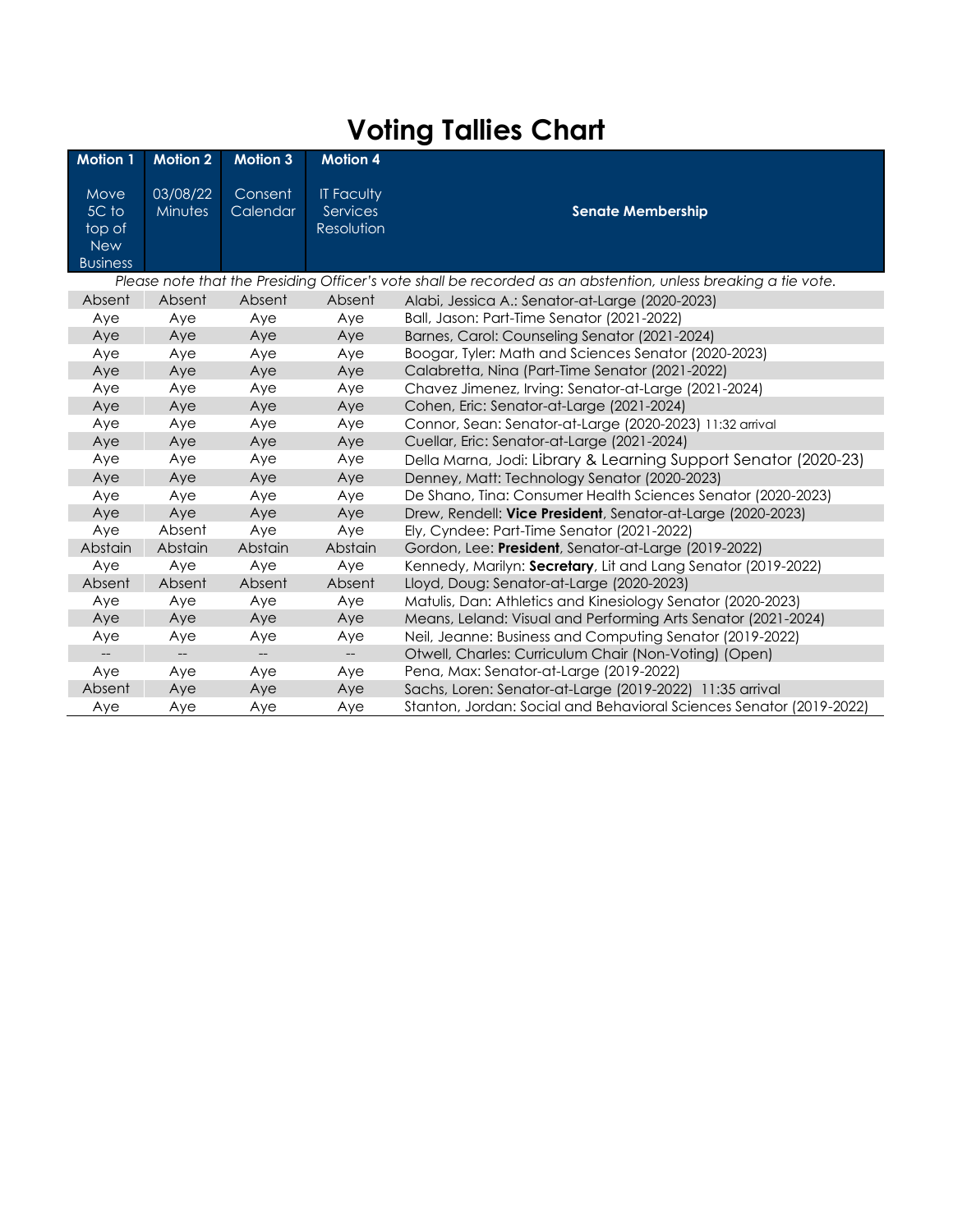# Voting Tallies Chart

| Motion 1<br>Move 5C to top of New Business | Motion 2<br>03/08/22 Minutes | Motion 3<br>Consent Calendar | Motion 4<br>IT Faculty Services Resolution | Senate Membership |
|---|---|---|---|---|
| *Please note that the Presiding Officer's vote shall be recorded as an abstention, unless breaking a tie vote.* | | | | |
| Absent | Absent | Absent | Absent | Alabi, Jessica A.: Senator-at-Large (2020-2023) |
| Aye | Aye | Aye | Aye | Ball, Jason: Part-Time Senator (2021-2022) |
| Aye | Aye | Aye | Aye | Barnes, Carol: Counseling Senator (2021-2024) |
| Aye | Aye | Aye | Aye | Boogar, Tyler: Math and Sciences Senator (2020-2023) |
| Aye | Aye | Aye | Aye | Calabretta, Nina (Part-Time Senator (2021-2022) |
| Aye | Aye | Aye | Aye | Chavez Jimenez, Irving: Senator-at-Large (2021-2024) |
| Aye | Aye | Aye | Aye | Cohen, Eric: Senator-at-Large (2021-2024) |
| Aye | Aye | Aye | Aye | Connor, Sean: Senator-at-Large (2020-2023) 11:32 arrival |
| Aye | Aye | Aye | Aye | Cuellar, Eric: Senator-at-Large (2021-2024) |
| Aye | Aye | Aye | Aye | Della Marna, Jodi: Library & Learning Support Senator (2020-23) |
| Aye | Aye | Aye | Aye | Denney, Matt: Technology Senator (2020-2023) |
| Aye | Aye | Aye | Aye | De Shano, Tina: Consumer Health Sciences Senator (2020-2023) |
| Aye | Aye | Aye | Aye | Drew, Rendell: **Vice President**, Senator-at-Large (2020-2023) |
| Aye | Absent | Aye | Aye | Ely, Cyndee: Part-Time Senator (2021-2022) |
| Abstain | Abstain | Abstain | Abstain | Gordon, Lee: **President**, Senator-at-Large (2019-2022) |
| Aye | Aye | Aye | Aye | Kennedy, Marilyn: **Secretary**, Lit and Lang Senator (2019-2022) |
| Absent | Absent | Absent | Absent | Lloyd, Doug: Senator-at-Large (2020-2023) |
| Aye | Aye | Aye | Aye | Matulis, Dan: Athletics and Kinesiology Senator (2020-2023) |
| Aye | Aye | Aye | Aye | Means, Leland: Visual and Performing Arts Senator (2021-2024) |
| Aye | Aye | Aye | Aye | Neil, Jeanne: Business and Computing Senator (2019-2022) |
| -- | -- | -- | -- | Otwell, Charles: Curriculum Chair (Non-Voting) (Open) |
| Aye | Aye | Aye | Aye | Pena, Max: Senator-at-Large (2019-2022) |
| Absent | Aye | Aye | Aye | Sachs, Loren: Senator-at-Large (2019-2022) 11:35 arrival |
| Aye | Aye | Aye | Aye | Stanton, Jordan: Social and Behavioral Sciences Senator (2019-2022) |